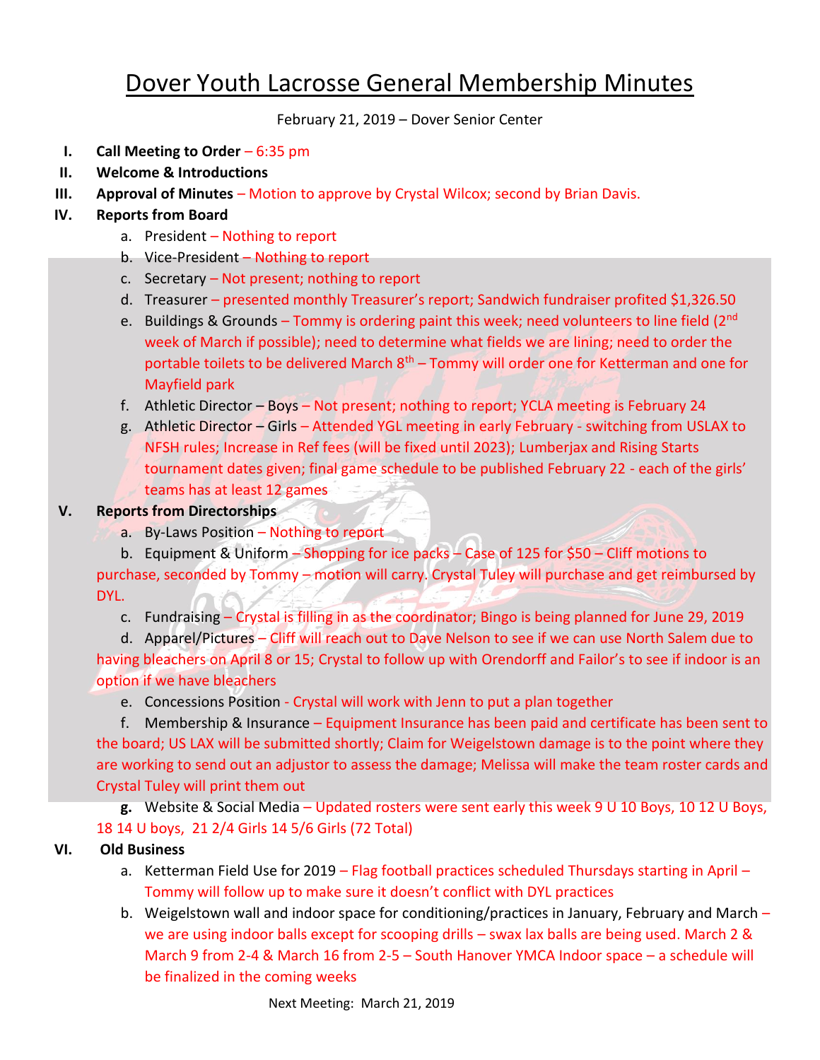# Dover Youth Lacrosse General Membership Minutes

February 21, 2019 – Dover Senior Center

I. **Call Meeting to Order** – 6:35 pm

II. **Welcome & Introductions**

III. **Approval of Minutes** – Motion to approve by Crystal Wilcox; second by Brian Davis.

IV. **Reports from Board**

   a. President – Nothing to report
   
   b. Vice-President – Nothing to report
   
   c. Secretary – Not present; nothing to report
   
   d. Treasurer – presented monthly Treasurer's report; Sandwich fundraiser profited $1,326.50
   
   e. Buildings & Grounds – Tommy is ordering paint this week; need volunteers to line field (2nd week of March if possible); need to determine what fields we are lining; need to order the portable toilets to be delivered March 8th – Tommy will order one for Ketterman and one for Mayfield park
   
   f. Athletic Director – Boys – Not present; nothing to report; YCLA meeting is February 24
   
   g. Athletic Director – Girls – Attended YGL meeting in early February - switching from USLAX to NFSH rules; Increase in Ref fees (will be fixed until 2023); Lumberjax and Rising Starts tournament dates given; final game schedule to be published February 22 - each of the girls' teams has at least 12 games

V. **Reports from Directorships**

   a. By-Laws Position – Nothing to report
   
   b. Equipment & Uniform – Shopping for ice packs – Case of 125 for $50 – Cliff motions to purchase, seconded by Tommy – motion will carry. Crystal Tuley will purchase and get reimbursed by DYL.
   
   c. Fundraising – Crystal is filling in as the coordinator; Bingo is being planned for June 29, 2019
   
   d. Apparel/Pictures – Cliff will reach out to Dave Nelson to see if we can use North Salem due to having bleachers on April 8 or 15; Crystal to follow up with Orendorff and Failor's to see if indoor is an option if we have bleachers
   
   e. Concessions Position - Crystal will work with Jenn to put a plan together
   
   f. Membership & Insurance – Equipment Insurance has been paid and certificate has been sent to the board; US LAX will be submitted shortly; Claim for Weigelstown damage is to the point where they are working to send out an adjustor to assess the damage; Melissa will make the team roster cards and Crystal Tuley will print them out
   
   **g.** Website & Social Media – Updated rosters were sent early this week 9 U 10 Boys, 10 12 U Boys, 18 14 U boys, 21 2/4 Girls 14 5/6 Girls (72 Total)

VI. **Old Business**

   a. Ketterman Field Use for 2019 – Flag football practices scheduled Thursdays starting in April – Tommy will follow up to make sure it doesn't conflict with DYL practices
   
   b. Weigelstown wall and indoor space for conditioning/practices in January, February and March – we are using indoor balls except for scooping drills – swax lax balls are being used. March 2 & March 9 from 2-4 & March 16 from 2-5 – South Hanover YMCA Indoor space – a schedule will be finalized in the coming weeks

Next Meeting: March 21, 2019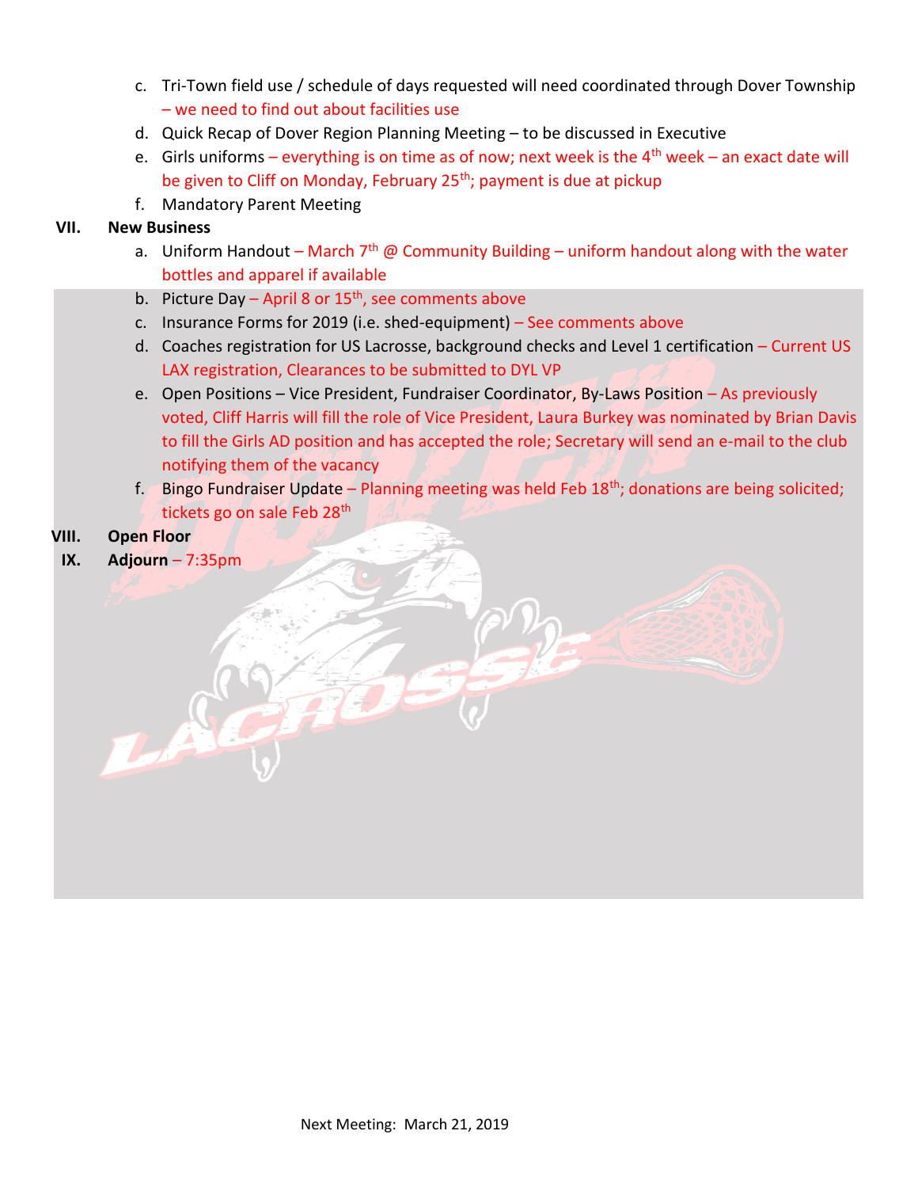c. Tri-Town field use / schedule of days requested will need coordinated through Dover Township – we need to find out about facilities use
d. Quick Recap of Dover Region Planning Meeting – to be discussed in Executive
e. Girls uniforms – everything is on time as of now; next week is the 4th week – an exact date will be given to Cliff on Monday, February 25th; payment is due at pickup
f. Mandatory Parent Meeting

**VII. New Business**

a. Uniform Handout – March 7th @ Community Building – uniform handout along with the water bottles and apparel if available
b. Picture Day – April 8 or 15th, see comments above
c. Insurance Forms for 2019 (i.e. shed-equipment) – See comments above
d. Coaches registration for US Lacrosse, background checks and Level 1 certification – Current US LAX registration, Clearances to be submitted to DYL VP
e. Open Positions – Vice President, Fundraiser Coordinator, By-Laws Position – As previously voted, Cliff Harris will fill the role of Vice President, Laura Burkey was nominated by Brian Davis to fill the Girls AD position and has accepted the role; Secretary will send an e-mail to the club notifying them of the vacancy
f. Bingo Fundraiser Update – Planning meeting was held Feb 18th; donations are being solicited; tickets go on sale Feb 28th

**VIII. Open Floor**

**IX. Adjourn** – 7:35pm

Next Meeting: March 21, 2019